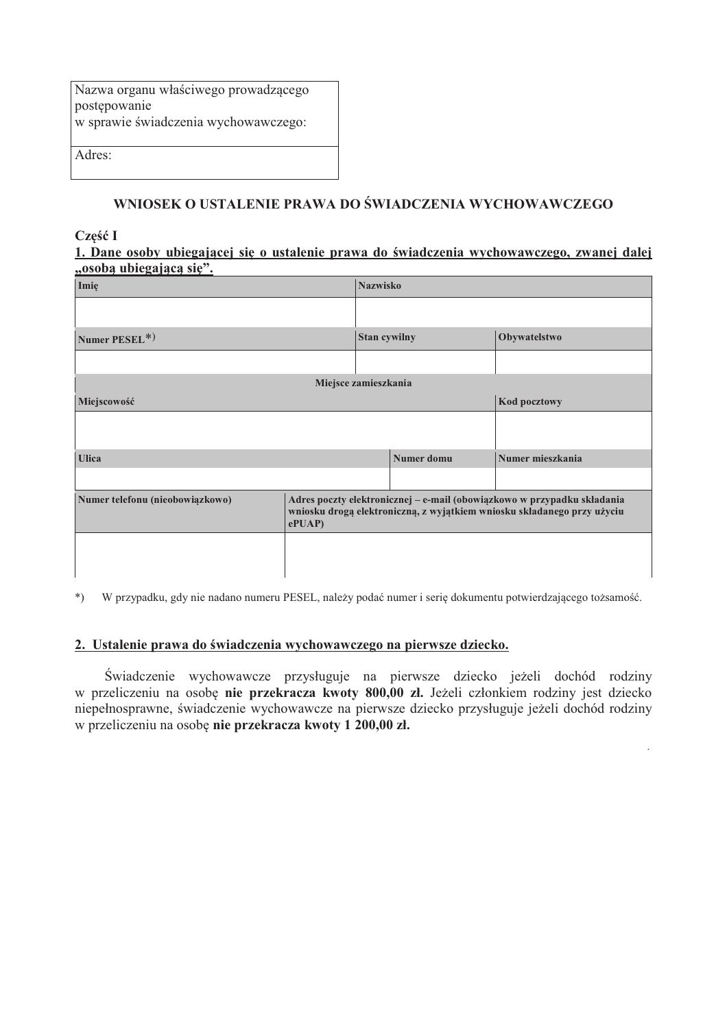| Nazwa organu właściwego prowadzącego postępowanie w sprawie świadczenia wychowawczego: |
| --- |
| Adres: |

## WNIOSEK O USTALENIE PRAWA DO ŚWIADCZENIA WYCHOWAWCZEGO

**Część I**

**1. Dane osoby ubiegającej się o ustalenie prawa do świadczenia wychowawczego, zwanej dalej „osobą ubiegającą się".**

| Imię | | Nazwisko | | |
| --- | --- | --- | --- | --- |
| | | | | |
| Numer PESEL*) | | Stan cywilny | | Obywatelstwo |
| | | | | |
| Miejsce zamieszkania | | | | |
| Miejscowość | | | | Kod pocztowy |
| | | | | |
| Ulica | | | Numer domu | Numer mieszkania |
| | | | | |
| Numer telefonu (nieobowiązkowo) | Adres poczty elektronicznej – e-mail (obowiązkowo w przypadku składania wniosku drogą elektroniczną, z wyjątkiem wniosku składanego przy użyciu ePUAP) | | | |
| | | | | |

*) W przypadku, gdy nie nadano numeru PESEL, należy podać numer i serię dokumentu potwierdzającego tożsamość.

**2. Ustalenie prawa do świadczenia wychowawczego na pierwsze dziecko.**

Świadczenie wychowawcze przysługuje na pierwsze dziecko jeżeli dochód rodziny w przeliczeniu na osobę **nie przekracza kwoty 800,00 zł.** Jeżeli członkiem rodziny jest dziecko niepełnosprawne, świadczenie wychowawcze na pierwsze dziecko przysługuje jeżeli dochód rodziny w przeliczeniu na osobę **nie przekracza kwoty 1 200,00 zł.**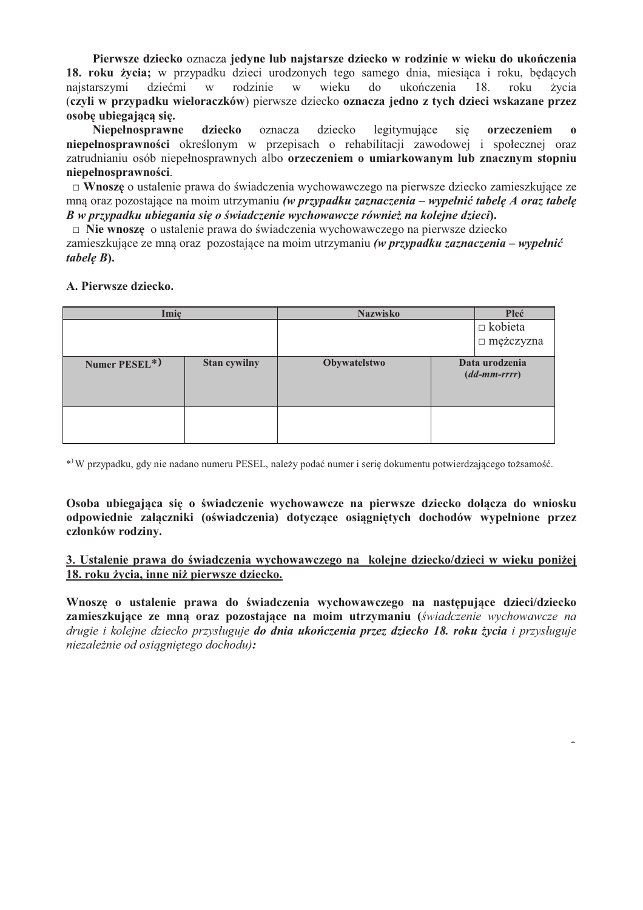**Pierwsze dziecko** oznacza **jedyne lub najstarsze dziecko w rodzinie w wieku do ukończenia 18. roku życia;** w przypadku dzieci urodzonych tego samego dnia, miesiąca i roku, będących najstarszymi dziećmi w rodzinie w wieku do ukończenia 18. roku życia (**czyli w przypadku wieloraczków**) pierwsze dziecko **oznacza jedno z tych dzieci wskazane przez osobę ubiegającą się.**

**Niepełnosprawne dziecko** oznacza dziecko legitymujące się **orzeczeniem o niepełnosprawności** określonym w przepisach o rehabilitacji zawodowej i społecznej oraz zatrudnianiu osób niepełnosprawnych albo **orzeczeniem o umiarkowanym lub znacznym stopniu niepełnosprawności**.

□ **Wnoszę** o ustalenie prawa do świadczenia wychowawczego na pierwsze dziecko zamieszkujące ze mną oraz pozostające na moim utrzymaniu ***(w przypadku zaznaczenia – wypełnić tabelę A oraz tabelę B w przypadku ubiegania się o świadczenie wychowawcze również na kolejne dzieci).***

□ **Nie wnoszę** o ustalenie prawa do świadczenia wychowawczego na pierwsze dziecko zamieszkujące ze mną oraz pozostające na moim utrzymaniu ***(w przypadku zaznaczenia – wypełnić tabelę B).***

**A. Pierwsze dziecko.**

| **Imię** | | **Nazwisko** | | **Płeć** |
|---|---|---|---|---|
| | | | | □ kobieta<br>□ mężczyzna |
| **Numer PESEL*)** | **Stan cywilny** | **Obywatelstwo** | **Data urodzenia (*dd-mm-rrrr*)** | |
| | | | | |

*) W przypadku, gdy nie nadano numeru PESEL, należy podać numer i serię dokumentu potwierdzającego tożsamość.

**Osoba ubiegająca się o świadczenie wychowawcze na pierwsze dziecko dołącza do wniosku odpowiednie załączniki (oświadczenia) dotyczące osiągniętych dochodów wypełnione przez członków rodziny.**

**3. Ustalenie prawa do świadczenia wychowawczego na kolejne dziecko/dzieci w wieku poniżej 18. roku życia, inne niż pierwsze dziecko.**

**Wnoszę o ustalenie prawa do świadczenia wychowawczego na następujące dzieci/dziecko zamieszkujące ze mną oraz pozostające na moim utrzymaniu (***świadczenie wychowawcze na drugie i kolejne dziecko przysługuje* ***do dnia ukończenia przez dziecko 18. roku życia*** *i przysługuje niezależnie od osiągniętego dochodu)***:**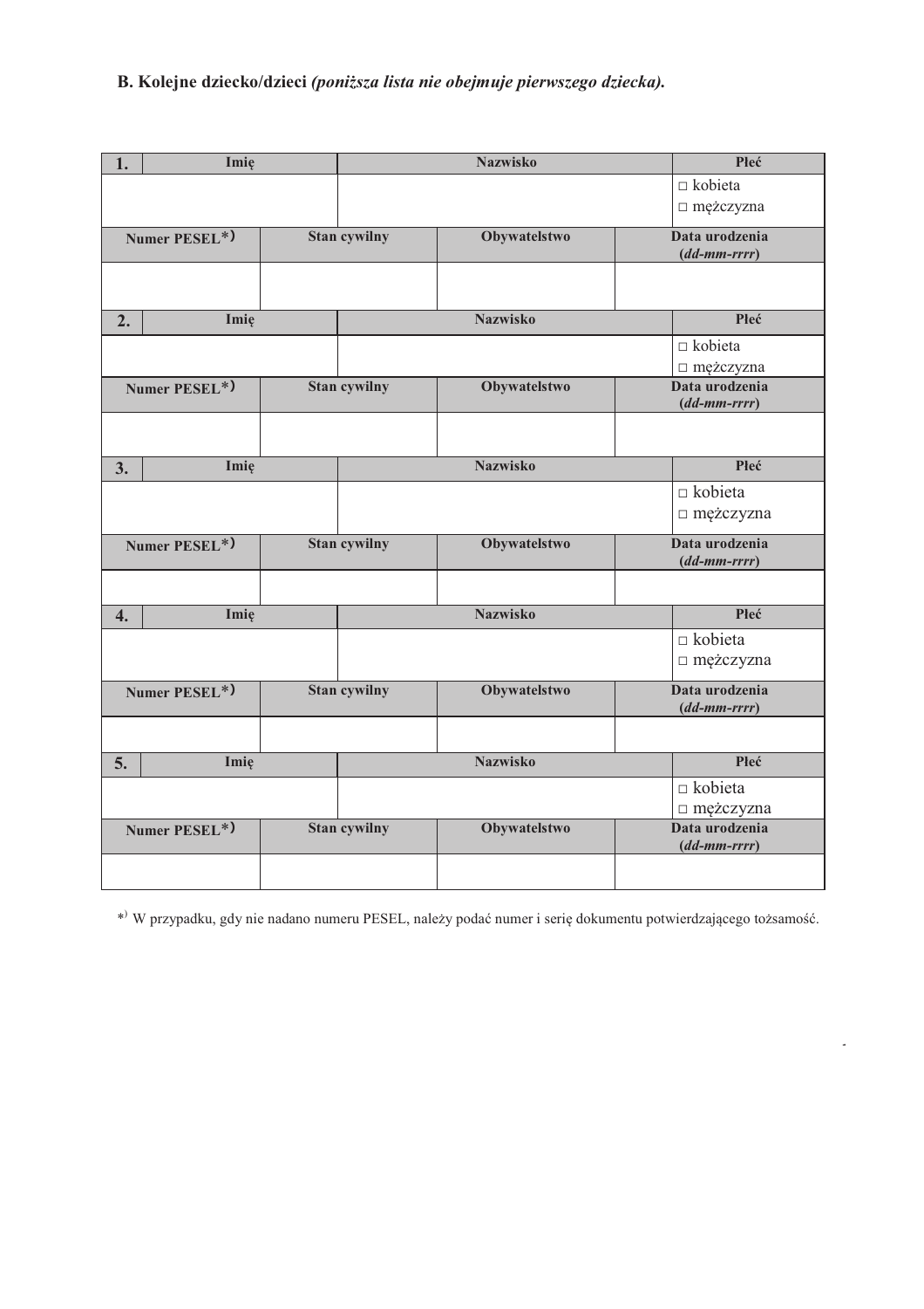**B. Kolejne dziecko/dzieci** ***(poniższa lista nie obejmuje pierwszego dziecka).***

| **1.** Imię | | Nazwisko | Płeć |
|---|---|---|---|
| | | | □ kobieta<br>□ mężczyzna |
| **Numer PESEL*)** | **Stan cywilny** | **Obywatelstwo** | **Data urodzenia (*dd-mm-rrrr*)** |
| | | | |

| **2.** Imię | | Nazwisko | Płeć |
|---|---|---|---|
| | | | □ kobieta<br>□ mężczyzna |
| **Numer PESEL*)** | **Stan cywilny** | **Obywatelstwo** | **Data urodzenia (*dd-mm-rrrr*)** |
| | | | |

| **3.** Imię | | Nazwisko | Płeć |
|---|---|---|---|
| | | | □ kobieta<br>□ mężczyzna |
| **Numer PESEL*)** | **Stan cywilny** | **Obywatelstwo** | **Data urodzenia (*dd-mm-rrrr*)** |
| | | | |

| **4.** Imię | | Nazwisko | Płeć |
|---|---|---|---|
| | | | □ kobieta<br>□ mężczyzna |
| **Numer PESEL*)** | **Stan cywilny** | **Obywatelstwo** | **Data urodzenia (*dd-mm-rrrr*)** |
| | | | |

| **5.** Imię | | Nazwisko | Płeć |
|---|---|---|---|
| | | | □ kobieta<br>□ mężczyzna |
| **Numer PESEL*)** | **Stan cywilny** | **Obywatelstwo** | **Data urodzenia (*dd-mm-rrrr*)** |
| | | | |

*) W przypadku, gdy nie nadano numeru PESEL, należy podać numer i serię dokumentu potwierdzającego tożsamość.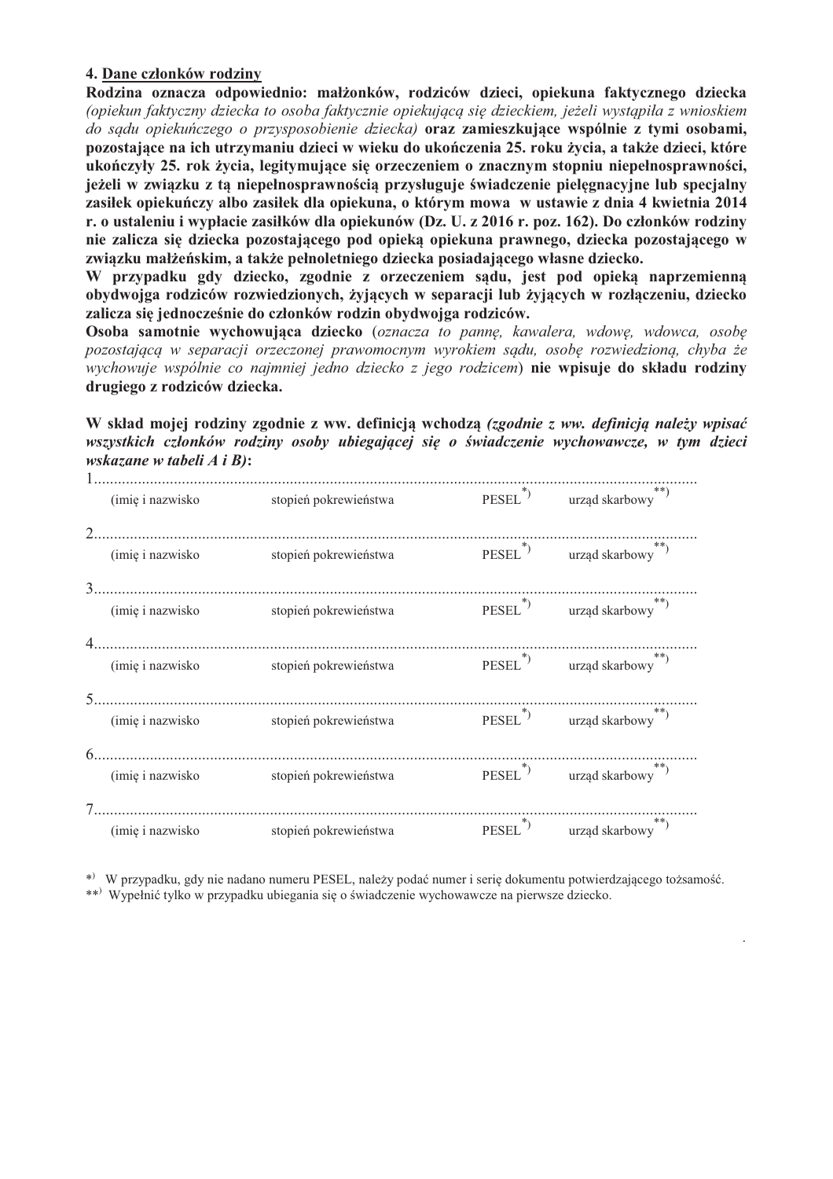**4. Dane członków rodziny**

**Rodzina oznacza odpowiednio: małżonków, rodziców dzieci, opiekuna faktycznego dziecka** *(opiekun faktyczny dziecka to osoba faktycznie opiekującą się dzieckiem, jeżeli wystąpiła z wnioskiem do sądu opiekuńczego o przysposobienie dziecka)* **oraz zamieszkujące wspólnie z tymi osobami, pozostające na ich utrzymaniu dzieci w wieku do ukończenia 25. roku życia, a także dzieci, które ukończyły 25. rok życia, legitymujące się orzeczeniem o znacznym stopniu niepełnosprawności, jeżeli w związku z tą niepełnosprawnością przysługuje świadczenie pielęgnacyjne lub specjalny zasiłek opiekuńczy albo zasiłek dla opiekuna, o którym mowa w ustawie z dnia 4 kwietnia 2014 r. o ustaleniu i wypłacie zasiłków dla opiekunów (Dz. U. z 2016 r. poz. 162). Do członków rodziny nie zalicza się dziecka pozostającego pod opieką opiekuna prawnego, dziecka pozostającego w związku małżeńskim, a także pełnoletniego dziecka posiadającego własne dziecko.**

**W przypadku gdy dziecko, zgodnie z orzeczeniem sądu, jest pod opieką naprzemienną obydwojga rodziców rozwiedzionych, żyjących w separacji lub żyjących w rozłączeniu, dziecko zalicza się jednocześnie do członków rodzin obydwojga rodziców.**

**Osoba samotnie wychowująca dziecko** (*oznacza to pannę, kawalera, wdowę, wdowca, osobę pozostającą w separacji orzeczonej prawomocnym wyrokiem sądu, osobę rozwiedzioną, chyba że wychowuje wspólnie co najmniej jedno dziecko z jego rodzicem*) **nie wpisuje do składu rodziny drugiego z rodziców dziecka.**

**W skład mojej rodziny zgodnie z ww. definicją wchodzą** ***(zgodnie z ww. definicją należy wpisać wszystkich członków rodziny osoby ubiegającej się o świadczenie wychowawcze, w tym dzieci wskazane w tabeli A i B)*****:**

1. ......................................................................................................................................................
   (imię i nazwisko　　stopień pokrewieństwa　　PESEL *)　　urząd skarbowy **)

2. ......................................................................................................................................................
   (imię i nazwisko　　stopień pokrewieństwa　　PESEL *)　　urząd skarbowy **)

3. ......................................................................................................................................................
   (imię i nazwisko　　stopień pokrewieństwa　　PESEL *)　　urząd skarbowy **)

4. ......................................................................................................................................................
   (imię i nazwisko　　stopień pokrewieństwa　　PESEL *)　　urząd skarbowy **)

5. ......................................................................................................................................................
   (imię i nazwisko　　stopień pokrewieństwa　　PESEL *)　　urząd skarbowy **)

6. ......................................................................................................................................................
   (imię i nazwisko　　stopień pokrewieństwa　　PESEL *)　　urząd skarbowy **)

7. ......................................................................................................................................................
   (imię i nazwisko　　stopień pokrewieństwa　　PESEL *)　　urząd skarbowy **)

*) W przypadku, gdy nie nadano numeru PESEL, należy podać numer i serię dokumentu potwierdzającego tożsamość.

**) Wypełnić tylko w przypadku ubiegania się o świadczenie wychowawcze na pierwsze dziecko.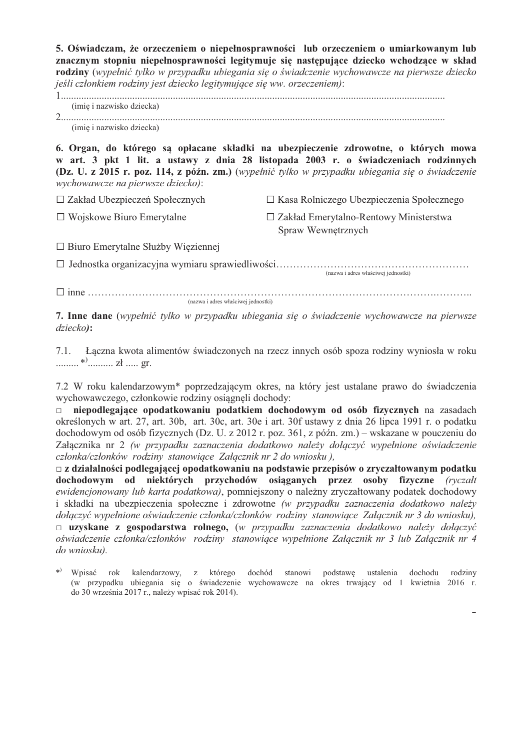**5. Oświadczam, że orzeczeniem o niepełnosprawności lub orzeczeniem o umiarkowanym lub znacznym stopniu niepełnosprawności legitymuje się następujące dziecko wchodzące w skład rodziny** (*wypełnić tylko w przypadku ubiegania się o świadczenie wychowawcze na pierwsze dziecko jeśli członkiem rodziny jest dziecko legitymujące się ww. orzeczeniem)*:

1.....................................................................................................................................................
(imię i nazwisko dziecka)

2.....................................................................................................................................................
(imię i nazwisko dziecka)

**6. Organ, do którego są opłacane składki na ubezpieczenie zdrowotne, o których mowa w art. 3 pkt 1 lit. a ustawy z dnia 28 listopada 2003 r. o świadczeniach rodzinnych (Dz. U. z 2015 r. poz. 114, z późn. zm.)** (*wypełnić tylko w przypadku ubiegania się o świadczenie wychowawcze na pierwsze dziecko)*:

☐ Zakład Ubezpieczeń Społecznych

☐ Kasa Rolniczego Ubezpieczenia Społecznego

☐ Wojskowe Biuro Emerytalne

☐ Zakład Emerytalno-Rentowy Ministerstwa Spraw Wewnętrznych

☐ Biuro Emerytalne Służby Więziennej

☐ Jednostka organizacyjna wymiaru sprawiedliwości…………………………………………………
(nazwa i adres właściwej jednostki)

☐ inne ………………………………………………………………………………………….………..
(nazwa i adres właściwej jednostki)

**7. Inne dane** (*wypełnić tylko w przypadku ubiegania się o świadczenie wychowawcze na pierwsze dziecko)***:**

7.1. Łączna kwota alimentów świadczonych na rzecz innych osób spoza rodziny wyniosła w roku ......... *)......... zł ..... gr.

7.2 W roku kalendarzowym* poprzedzającym okres, na który jest ustalane prawo do świadczenia wychowawczego, członkowie rodziny osiągnęli dochody:

□ **niepodlegające opodatkowaniu podatkiem dochodowym od osób fizycznych** na zasadach określonych w art. 27, art. 30b, art. 30c, art. 30e i art. 30f ustawy z dnia 26 lipca 1991 r. o podatku dochodowym od osób fizycznych (Dz. U. z 2012 r. poz. 361, z późn. zm.) – wskazane w pouczeniu do Załącznika nr 2 *(w przypadku zaznaczenia dodatkowo należy dołączyć wypełnione oświadczenie członka/członków rodziny stanowiące Załącznik nr 2 do wniosku ),*

□ **z działalności podlegającej opodatkowaniu na podstawie przepisów o zryczałtowanym podatku dochodowym od niektórych przychodów osiąganych przez osoby fizyczne** *(ryczałt ewidencjonowany lub karta podatkowa)*, pomniejszony o należny zryczałtowany podatek dochodowy i składki na ubezpieczenia społeczne i zdrowotne *(w przypadku zaznaczenia dodatkowo należy dołączyć wypełnione oświadczenie członka/członków rodziny stanowiące Załącznik nr 3 do wniosku),*

□ **uzyskane z gospodarstwa rolnego,** (*w przypadku zaznaczenia dodatkowo należy dołączyć oświadczenie członka/członków rodziny stanowiące wypełnione Załącznik nr 3 lub Załącznik nr 4 do wniosku).*

*) Wpisać rok kalendarzowy, z którego dochód stanowi podstawę ustalenia dochodu rodziny (w przypadku ubiegania się o świadczenie wychowawcze na okres trwający od 1 kwietnia 2016 r. do 30 września 2017 r., należy wpisać rok 2014).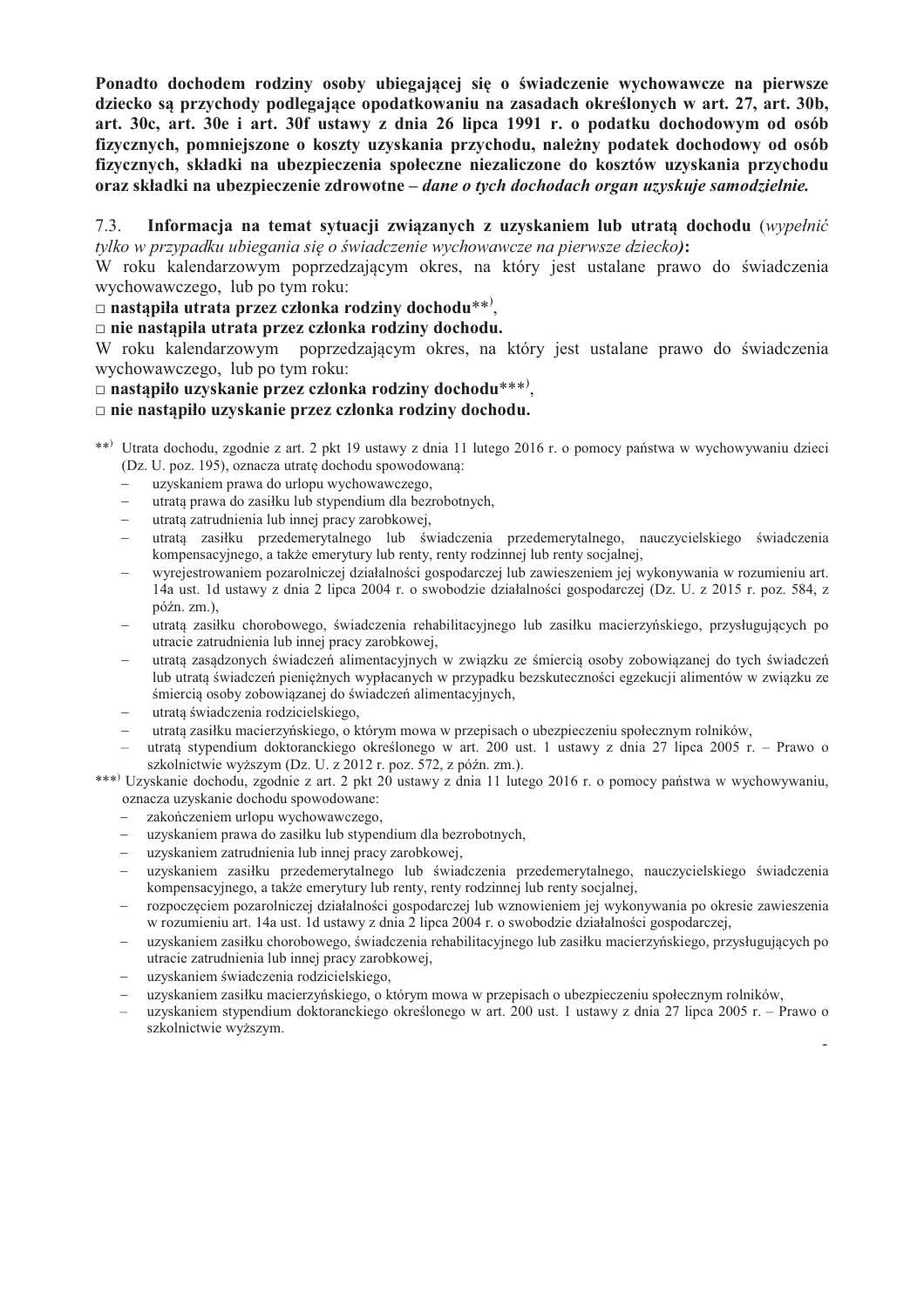**Ponadto dochodem rodziny osoby ubiegającej się o świadczenie wychowawcze na pierwsze dziecko są przychody podlegające opodatkowaniu na zasadach określonych w art. 27, art. 30b, art. 30c, art. 30e i art. 30f ustawy z dnia 26 lipca 1991 r. o podatku dochodowym od osób fizycznych, pomniejszone o koszty uzyskania przychodu, należny podatek dochodowy od osób fizycznych, składki na ubezpieczenia społeczne niezaliczone do kosztów uzyskania przychodu oraz składki na ubezpieczenie zdrowotne –** ***dane o tych dochodach organ uzyskuje samodzielnie.***

7.3. **Informacja na temat sytuacji związanych z uzyskaniem lub utratą dochodu** (*wypełnić tylko w przypadku ubiegania się o świadczenie wychowawcze na pierwsze dziecko)***:**

W roku kalendarzowym poprzedzającym okres, na który jest ustalane prawo do świadczenia wychowawczego, lub po tym roku:

□ **nastąpiła utrata przez członka rodziny dochodu**\*\*),

□ **nie nastąpiła utrata przez członka rodziny dochodu.**

W roku kalendarzowym poprzedzającym okres, na który jest ustalane prawo do świadczenia wychowawczego, lub po tym roku:

□ **nastąpiło uzyskanie przez członka rodziny dochodu**\*\*\*),

□ **nie nastąpiło uzyskanie przez członka rodziny dochodu.**

\*\*) Utrata dochodu, zgodnie z art. 2 pkt 19 ustawy z dnia 11 lutego 2016 r. o pomocy państwa w wychowywaniu dzieci (Dz. U. poz. 195), oznacza utratę dochodu spowodowaną:

- uzyskaniem prawa do urlopu wychowawczego,
- utratą prawa do zasiłku lub stypendium dla bezrobotnych,
- utratą zatrudnienia lub innej pracy zarobkowej,
- utratą zasiłku przedemerytalnego lub świadczenia przedemerytalnego, nauczycielskiego świadczenia kompensacyjnego, a także emerytury lub renty, renty rodzinnej lub renty socjalnej,
- wyrejestrowaniem pozarolniczej działalności gospodarczej lub zawieszeniem jej wykonywania w rozumieniu art. 14a ust. 1d ustawy z dnia 2 lipca 2004 r. o swobodzie działalności gospodarczej (Dz. U. z 2015 r. poz. 584, z późn. zm.),
- utratą zasiłku chorobowego, świadczenia rehabilitacyjnego lub zasiłku macierzyńskiego, przysługujących po utracie zatrudnienia lub innej pracy zarobkowej,
- utratą zasądzonych świadczeń alimentacyjnych w związku ze śmiercią osoby zobowiązanej do tych świadczeń lub utratą świadczeń pieniężnych wypłacanych w przypadku bezskuteczności egzekucji alimentów w związku ze śmiercią osoby zobowiązanej do świadczeń alimentacyjnych,
- utratą świadczenia rodzicielskiego,
- utratą zasiłku macierzyńskiego, o którym mowa w przepisach o ubezpieczeniu społecznym rolników,
- utratą stypendium doktoranckiego określonego w art. 200 ust. 1 ustawy z dnia 27 lipca 2005 r. – Prawo o szkolnictwie wyższym (Dz. U. z 2012 r. poz. 572, z późn. zm.).

\*\*\*) Uzyskanie dochodu, zgodnie z art. 2 pkt 20 ustawy z dnia 11 lutego 2016 r. o pomocy państwa w wychowywaniu, oznacza uzyskanie dochodu spowodowane:

- zakończeniem urlopu wychowawczego,
- uzyskaniem prawa do zasiłku lub stypendium dla bezrobotnych,
- uzyskaniem zatrudnienia lub innej pracy zarobkowej,
- uzyskaniem zasiłku przedemerytalnego lub świadczenia przedemerytalnego, nauczycielskiego świadczenia kompensacyjnego, a także emerytury lub renty, renty rodzinnej lub renty socjalnej,
- rozpoczęciem pozarolniczej działalności gospodarczej lub wznowieniem jej wykonywania po okresie zawieszenia w rozumieniu art. 14a ust. 1d ustawy z dnia 2 lipca 2004 r. o swobodzie działalności gospodarczej,
- uzyskaniem zasiłku chorobowego, świadczenia rehabilitacyjnego lub zasiłku macierzyńskiego, przysługujących po utracie zatrudnienia lub innej pracy zarobkowej,
- uzyskaniem świadczenia rodzicielskiego,
- uzyskaniem zasiłku macierzyńskiego, o którym mowa w przepisach o ubezpieczeniu społecznym rolników,
- uzyskaniem stypendium doktoranckiego określonego w art. 200 ust. 1 ustawy z dnia 27 lipca 2005 r. – Prawo o szkolnictwie wyższym.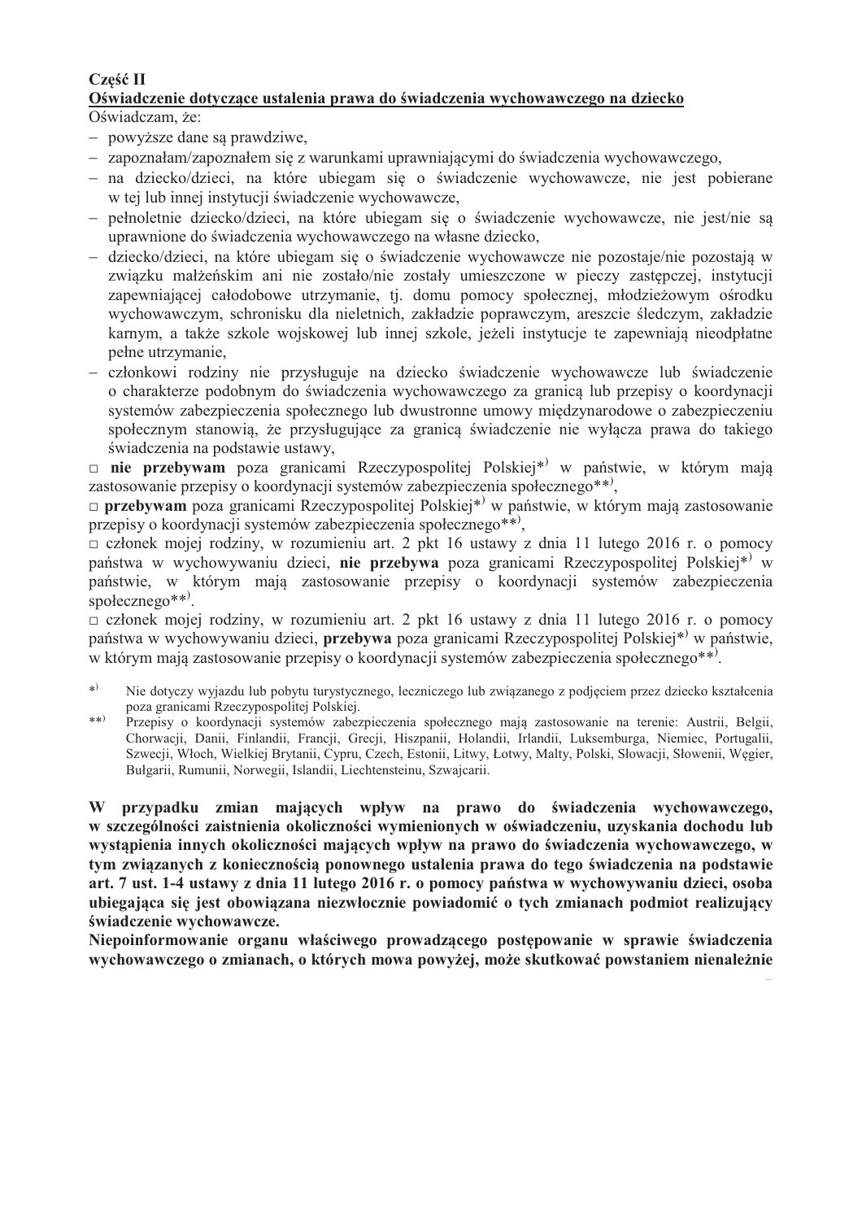**Część II**

**Oświadczenie dotyczące ustalenia prawa do świadczenia wychowawczego na dziecko**

Oświadczam, że:

- powyższe dane są prawdziwe,
- zapoznałam/zapoznałem się z warunkami uprawniającymi do świadczenia wychowawczego,
- na dziecko/dzieci, na które ubiegam się o świadczenie wychowawcze, nie jest pobierane w tej lub innej instytucji świadczenie wychowawcze,
- pełnoletnie dziecko/dzieci, na które ubiegam się o świadczenie wychowawcze, nie jest/nie są uprawnione do świadczenia wychowawczego na własne dziecko,
- dziecko/dzieci, na które ubiegam się o świadczenie wychowawcze nie pozostaje/nie pozostają w związku małżeńskim ani nie zostało/nie zostały umieszczone w pieczy zastępczej, instytucji zapewniającej całodobowe utrzymanie, tj. domu pomocy społecznej, młodzieżowym ośrodku wychowawczym, schronisku dla nieletnich, zakładzie poprawczym, areszcie śledczym, zakładzie karnym, a także szkole wojskowej lub innej szkole, jeżeli instytucje te zapewniają nieodpłatne pełne utrzymanie,
- członkowi rodziny nie przysługuje na dziecko świadczenie wychowawcze lub świadczenie o charakterze podobnym do świadczenia wychowawczego za granicą lub przepisy o koordynacji systemów zabezpieczenia społecznego lub dwustronne umowy międzynarodowe o zabezpieczeniu społecznym stanowią, że przysługujące za granicą świadczenie nie wyłącza prawa do takiego świadczenia na podstawie ustawy,

□ **nie przebywam** poza granicami Rzeczypospolitej Polskiej*) w państwie, w którym mają zastosowanie przepisy o koordynacji systemów zabezpieczenia społecznego**),

□ **przebywam** poza granicami Rzeczypospolitej Polskiej*) w państwie, w którym mają zastosowanie przepisy o koordynacji systemów zabezpieczenia społecznego**),

□ członek mojej rodziny, w rozumieniu art. 2 pkt 16 ustawy z dnia 11 lutego 2016 r. o pomocy państwa w wychowywaniu dzieci, **nie przebywa** poza granicami Rzeczypospolitej Polskiej*) w państwie, w którym mają zastosowanie przepisy o koordynacji systemów zabezpieczenia społecznego**).

□ członek mojej rodziny, w rozumieniu art. 2 pkt 16 ustawy z dnia 11 lutego 2016 r. o pomocy państwa w wychowywaniu dzieci, **przebywa** poza granicami Rzeczypospolitej Polskiej*) w państwie, w którym mają zastosowanie przepisy o koordynacji systemów zabezpieczenia społecznego**).

*) Nie dotyczy wyjazdu lub pobytu turystycznego, leczniczego lub związanego z podjęciem przez dziecko kształcenia poza granicami Rzeczypospolitej Polskiej.

**) Przepisy o koordynacji systemów zabezpieczenia społecznego mają zastosowanie na terenie: Austrii, Belgii, Chorwacji, Danii, Finlandii, Francji, Grecji, Hiszpanii, Holandii, Irlandii, Luksemburga, Niemiec, Portugalii, Szwecji, Włoch, Wielkiej Brytanii, Cypru, Czech, Estonii, Litwy, Łotwy, Malty, Polski, Słowacji, Słowenii, Węgier, Bułgarii, Rumunii, Norwegii, Islandii, Liechtensteinu, Szwajcarii.

**W przypadku zmian mających wpływ na prawo do świadczenia wychowawczego, w szczególności zaistnienia okoliczności wymienionych w oświadczeniu, uzyskania dochodu lub wystąpienia innych okoliczności mających wpływ na prawo do świadczenia wychowawczego, w tym związanych z koniecznością ponownego ustalenia prawa do tego świadczenia na podstawie art. 7 ust. 1-4 ustawy z dnia 11 lutego 2016 r. o pomocy państwa w wychowywaniu dzieci, osoba ubiegająca się jest obowiązana niezwłocznie powiadomić o tych zmianach podmiot realizujący świadczenie wychowawcze.**

**Niepoinformowanie organu właściwego prowadzącego postępowanie w sprawie świadczenia wychowawczego o zmianach, o których mowa powyżej, może skutkować powstaniem nienależnie**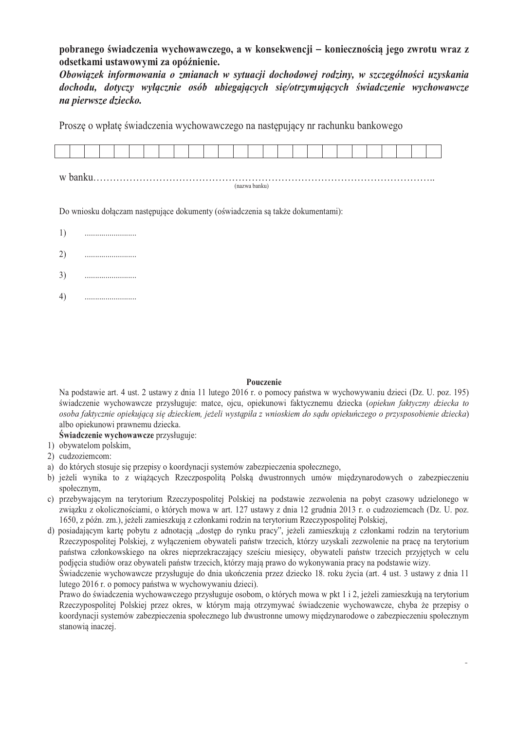**pobranego świadczenia wychowawczego, a w konsekwencji – koniecznością jego zwrotu wraz z odsetkami ustawowymi za opóźnienie.**

***Obowiązek informowania o zmianach w sytuacji dochodowej rodziny, w szczególności uzyskania dochodu, dotyczy wyłącznie osób ubiegających się/otrzymujących świadczenie wychowawcze na pierwsze dziecko.***

Proszę o wpłatę świadczenia wychowawczego na następujący nr rachunku bankowego

| | | | | | | | | | | | | | | | | | | | | | | | | | |
|---|---|---|---|---|---|---|---|---|---|---|---|---|---|---|---|---|---|---|---|---|---|---|---|---|---|

w banku……………………………………………………………………………………………..
(nazwa banku)

Do wniosku dołączam następujące dokumenty (oświadczenia są także dokumentami):

1) .........................

2) .........................

3) .........................

4) .........................

**Pouczenie**

Na podstawie art. 4 ust. 2 ustawy z dnia 11 lutego 2016 r. o pomocy państwa w wychowywaniu dzieci (Dz. U. poz. 195) świadczenie wychowawcze przysługuje: matce, ojcu, opiekunowi faktycznemu dziecka (*opiekun faktyczny dziecka to osoba faktycznie opiekującą się dzieckiem, jeżeli wystąpiła z wnioskiem do sądu opiekuńczego o przysposobienie dziecka*) albo opiekunowi prawnemu dziecka.

**Świadczenie wychowawcze** przysługuje:

1) obywatelom polskim,
2) cudzoziemcom:
a) do których stosuje się przepisy o koordynacji systemów zabezpieczenia społecznego,
b) jeżeli wynika to z wiążących Rzeczpospolitą Polską dwustronnych umów międzynarodowych o zabezpieczeniu społecznym,
c) przebywającym na terytorium Rzeczypospolitej Polskiej na podstawie zezwolenia na pobyt czasowy udzielonego w związku z okolicznościami, o których mowa w art. 127 ustawy z dnia 12 grudnia 2013 r. o cudzoziemcach (Dz. U. poz. 1650, z późn. zm.), jeżeli zamieszkują z członkami rodzin na terytorium Rzeczypospolitej Polskiej,
d) posiadającym kartę pobytu z adnotacją „dostęp do rynku pracy", jeżeli zamieszkują z członkami rodzin na terytorium Rzeczypospolitej Polskiej, z wyłączeniem obywateli państw trzecich, którzy uzyskali zezwolenie na pracę na terytorium państwa członkowskiego na okres nieprzekraczający sześciu miesięcy, obywateli państw trzecich przyjętych w celu podjęcia studiów oraz obywateli państw trzecich, którzy mają prawo do wykonywania pracy na podstawie wizy.

Świadczenie wychowawcze przysługuje do dnia ukończenia przez dziecko 18. roku życia (art. 4 ust. 3 ustawy z dnia 11 lutego 2016 r. o pomocy państwa w wychowywaniu dzieci).

Prawo do świadczenia wychowawczego przysługuje osobom, o których mowa w pkt 1 i 2, jeżeli zamieszkują na terytorium Rzeczypospolitej Polskiej przez okres, w którym mają otrzymywać świadczenie wychowawcze, chyba że przepisy o koordynacji systemów zabezpieczenia społecznego lub dwustronne umowy międzynarodowe o zabezpieczeniu społecznym stanowią inaczej.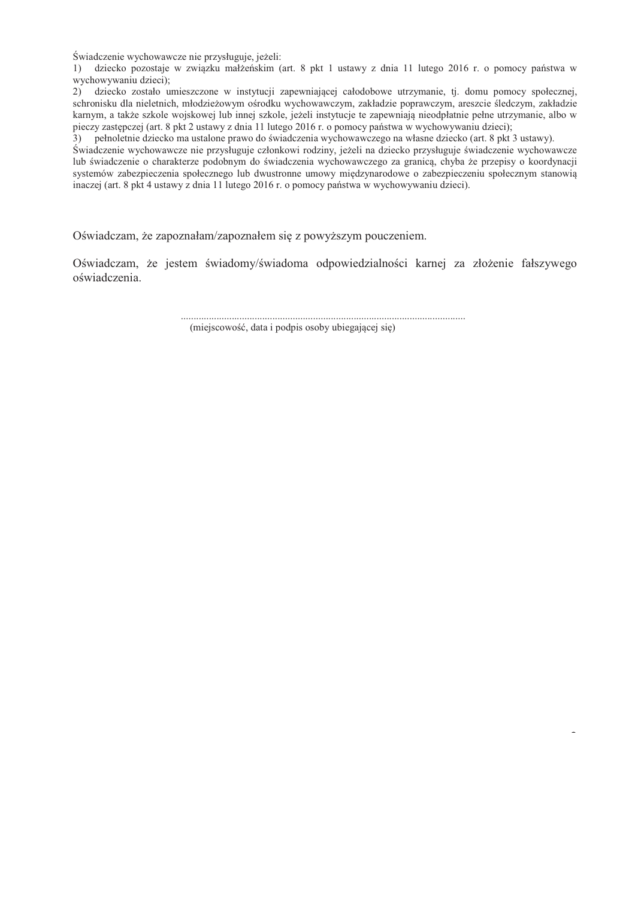Świadczenie wychowawcze nie przysługuje, jeżeli:

1) dziecko pozostaje w związku małżeńskim (art. 8 pkt 1 ustawy z dnia 11 lutego 2016 r. o pomocy państwa w wychowywaniu dzieci);
2) dziecko zostało umieszczone w instytucji zapewniającej całodobowe utrzymanie, tj. domu pomocy społecznej, schronisku dla nieletnich, młodzieżowym ośrodku wychowawczym, zakładzie poprawczym, areszcie śledczym, zakładzie karnym, a także szkole wojskowej lub innej szkole, jeżeli instytucje te zapewniają nieodpłatnie pełne utrzymanie, albo w pieczy zastępczej (art. 8 pkt 2 ustawy z dnia 11 lutego 2016 r. o pomocy państwa w wychowywaniu dzieci);
3) pełnoletnie dziecko ma ustalone prawo do świadczenia wychowawczego na własne dziecko (art. 8 pkt 3 ustawy).

Świadczenie wychowawcze nie przysługuje członkowi rodziny, jeżeli na dziecko przysługuje świadczenie wychowawcze lub świadczenie o charakterze podobnym do świadczenia wychowawczego za granicą, chyba że przepisy o koordynacji systemów zabezpieczenia społecznego lub dwustronne umowy międzynarodowe o zabezpieczeniu społecznym stanowią inaczej (art. 8 pkt 4 ustawy z dnia 11 lutego 2016 r. o pomocy państwa w wychowywaniu dzieci).

Oświadczam, że zapoznałam/zapoznałem się z powyższym pouczeniem.

Oświadczam, że jestem świadomy/świadoma odpowiedzialności karnej za złożenie fałszywego oświadczenia.

..............................................................................................................
(miejscowość, data i podpis osoby ubiegającej się)